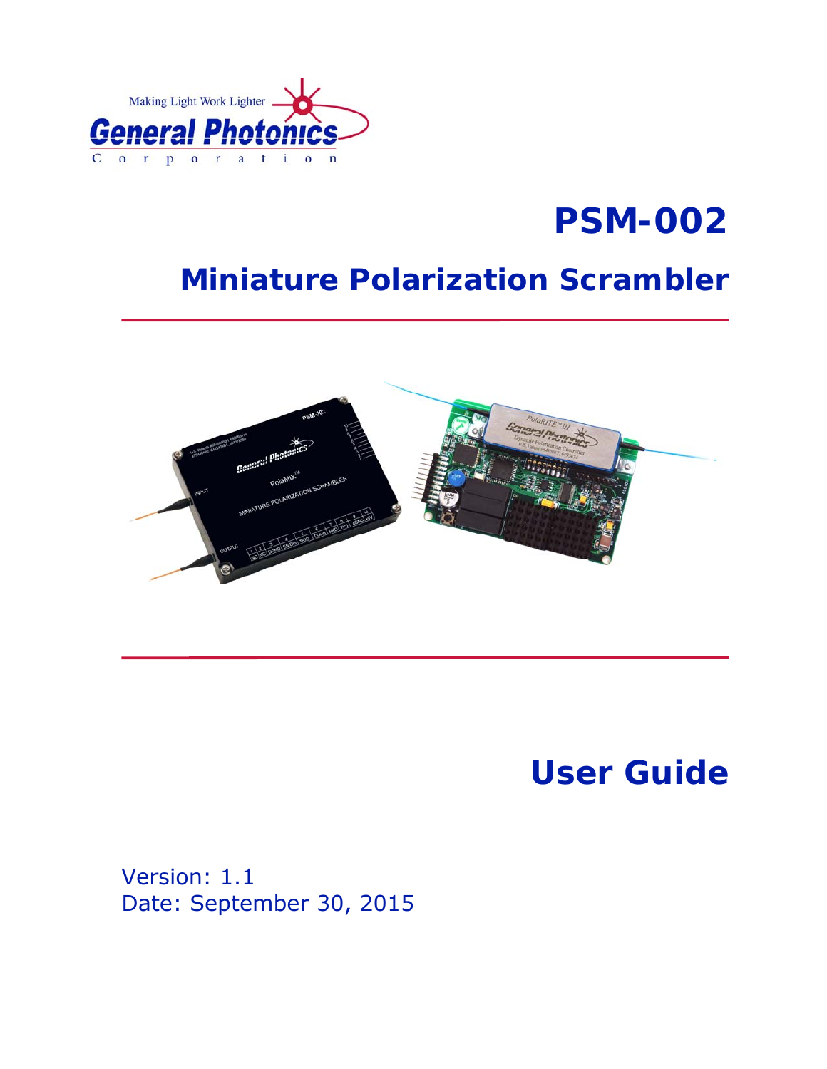Making Light Work Lighter

General Photonics

Corporation

# PSM-002

## Miniature Polarization Scrambler

## User Guide

Version: 1.1
Date: September 30, 2015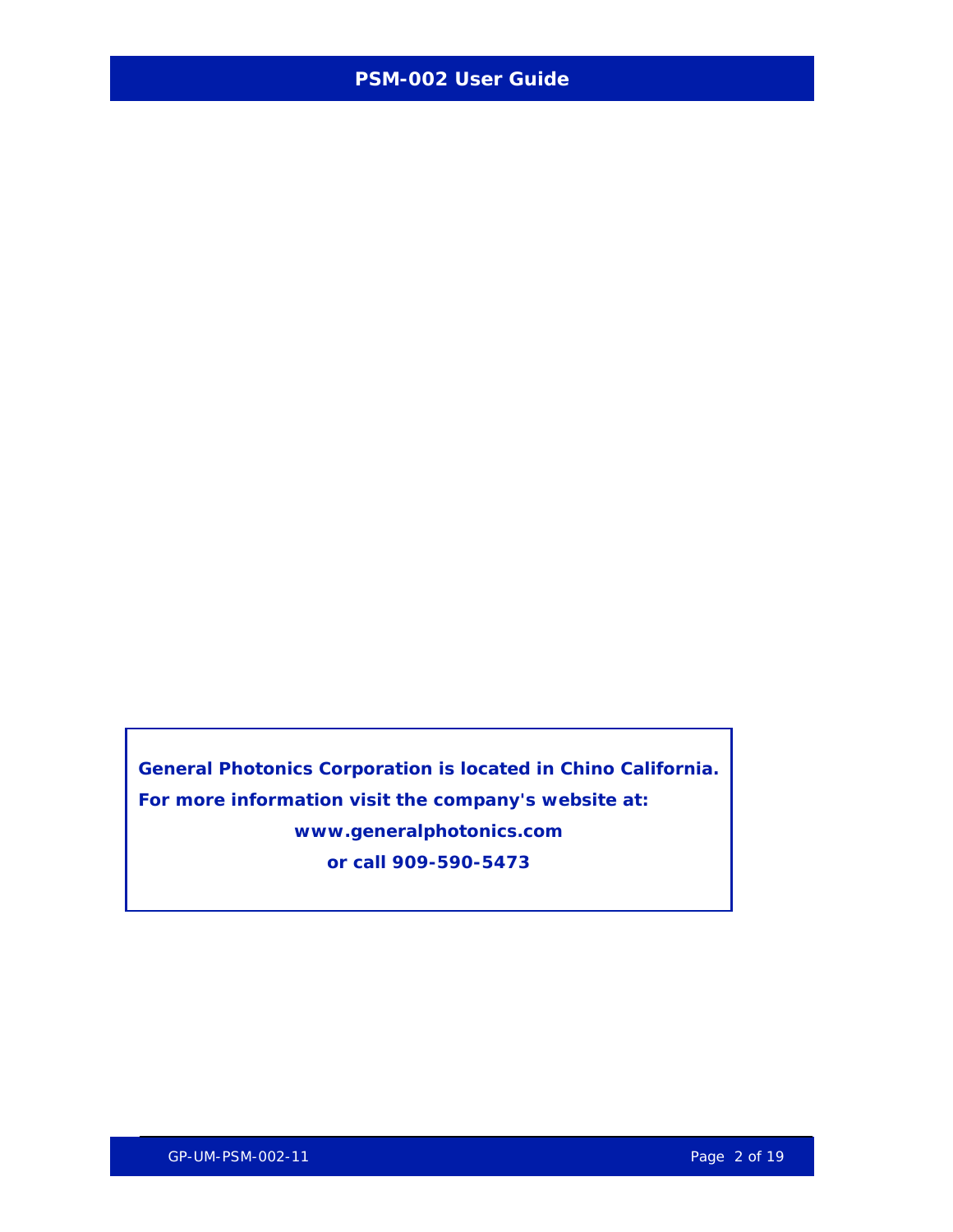**General Photonics Corporation is located in Chino California.**

**For more information visit the company's website at:**

**www.generalphotonics.com**

**or call 909-590-5473**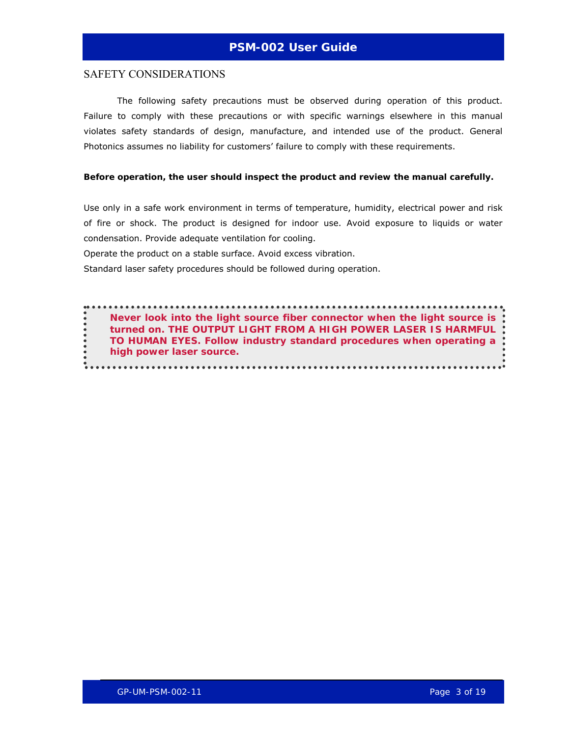## SAFETY CONSIDERATIONS

The following safety precautions must be observed during operation of this product. Failure to comply with these precautions or with specific warnings elsewhere in this manual violates safety standards of design, manufacture, and intended use of the product. General Photonics assumes no liability for customers' failure to comply with these requirements.

**Before operation, the user should inspect the product and review the manual carefully.**

Use only in a safe work environment in terms of temperature, humidity, electrical power and risk of fire or shock. The product is designed for indoor use. Avoid exposure to liquids or water condensation. Provide adequate ventilation for cooling.

Operate the product on a stable surface. Avoid excess vibration.

Standard laser safety procedures should be followed during operation.

**Never look into the light source fiber connector when the light source is turned on. THE OUTPUT LIGHT FROM A HIGH POWER LASER IS HARMFUL TO HUMAN EYES. Follow industry standard procedures when operating a high power laser source.**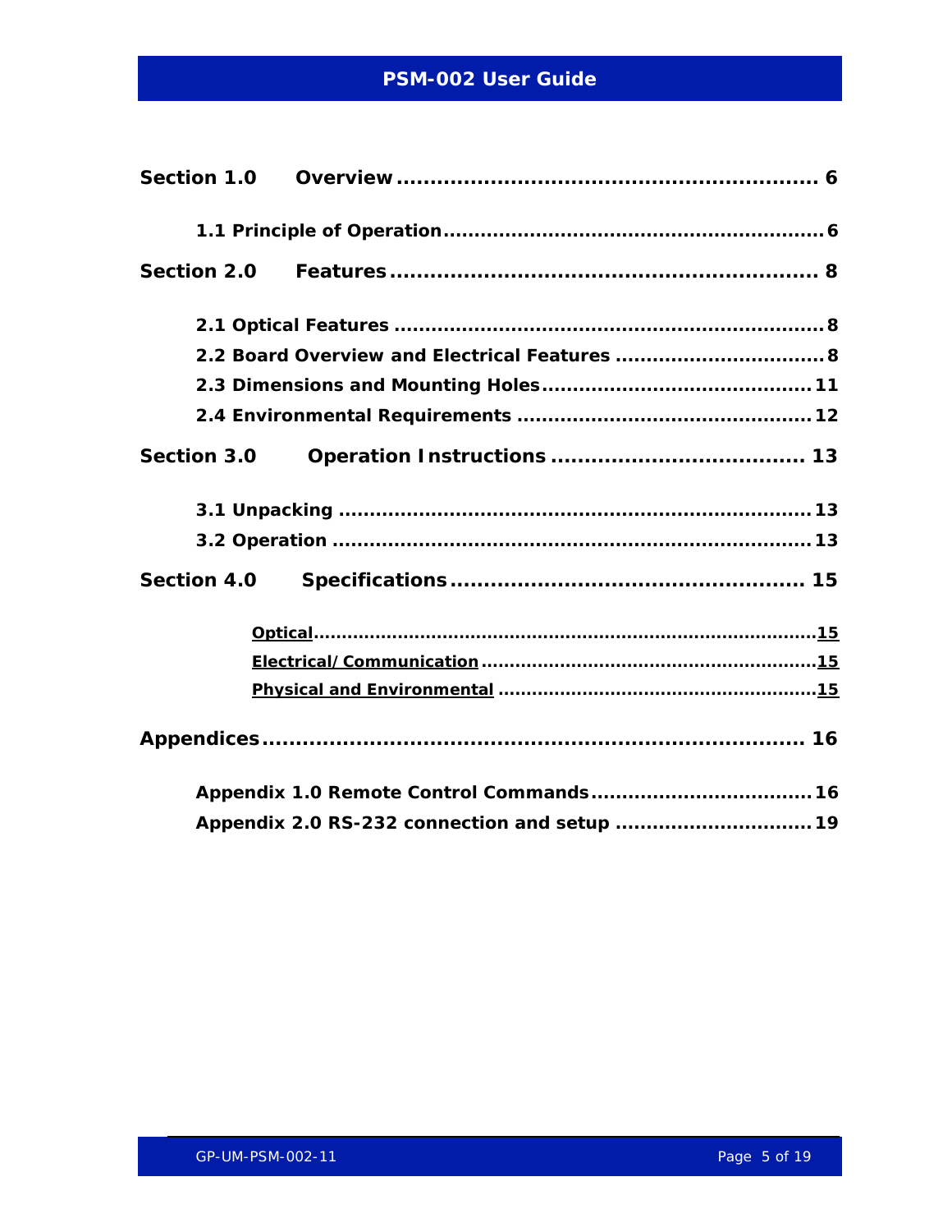**Section 1.0 Overview ............................................................ 6**

**1.1 Principle of Operation ............................................................ 6**

**Section 2.0 Features ............................................................ 8**

**2.1 Optical Features ............................................................ 8**

**2.2 Board Overview and Electrical Features ............................................................ 8**

**2.3 Dimensions and Mounting Holes ............................................................ 11**

**2.4 Environmental Requirements ............................................................ 12**

**Section 3.0 Operation Instructions ............................................................ 13**

**3.1 Unpacking ............................................................ 13**

**3.2 Operation ............................................................ 13**

**Section 4.0 Specifications ............................................................ 15**

**Optical ............................................................ 15**

**Electrical/Communication ............................................................ 15**

**Physical and Environmental ............................................................ 15**

**Appendices ............................................................ 16**

**Appendix 1.0 Remote Control Commands ............................................................ 16**

**Appendix 2.0 RS-232 connection and setup ............................................................ 19**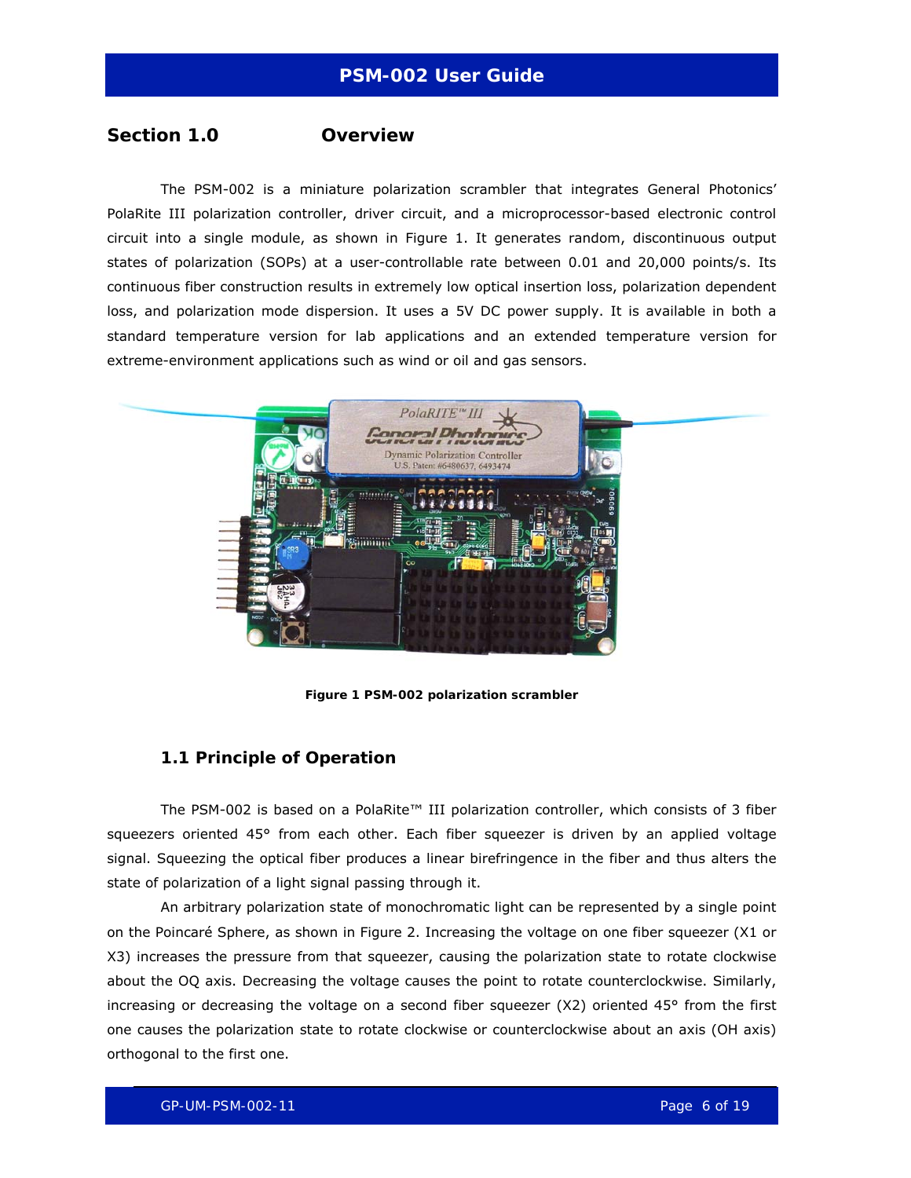## Section 1.0 Overview

The PSM-002 is a miniature polarization scrambler that integrates General Photonics' PolaRite III polarization controller, driver circuit, and a microprocessor-based electronic control circuit into a single module, as shown in Figure 1. It generates random, discontinuous output states of polarization (SOPs) at a user-controllable rate between 0.01 and 20,000 points/s. Its continuous fiber construction results in extremely low optical insertion loss, polarization dependent loss, and polarization mode dispersion. It uses a 5V DC power supply. It is available in both a standard temperature version for lab applications and an extended temperature version for extreme-environment applications such as wind or oil and gas sensors.

**Figure 1 PSM-002 polarization scrambler**

### 1.1 Principle of Operation

The PSM-002 is based on a PolaRite™ III polarization controller, which consists of 3 fiber squeezers oriented 45° from each other. Each fiber squeezer is driven by an applied voltage signal. Squeezing the optical fiber produces a linear birefringence in the fiber and thus alters the state of polarization of a light signal passing through it.

An arbitrary polarization state of monochromatic light can be represented by a single point on the Poincaré Sphere, as shown in Figure 2. Increasing the voltage on one fiber squeezer (X1 or X3) increases the pressure from that squeezer, causing the polarization state to rotate clockwise about the OQ axis. Decreasing the voltage causes the point to rotate counterclockwise. Similarly, increasing or decreasing the voltage on a second fiber squeezer (X2) oriented 45° from the first one causes the polarization state to rotate clockwise or counterclockwise about an axis (OH axis) orthogonal to the first one.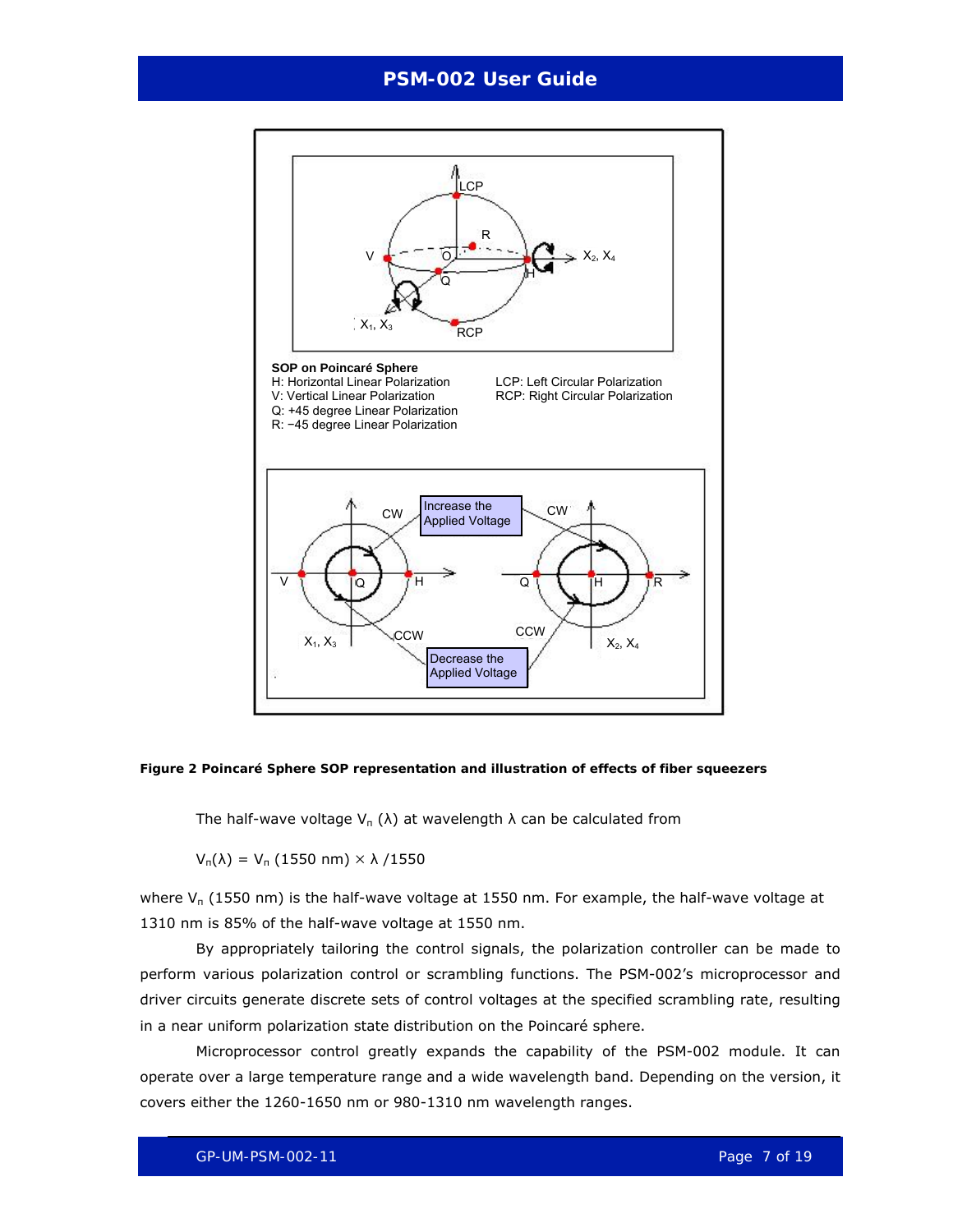SOP on Poincaré Sphere

H: Horizontal Linear Polarization
V: Vertical Linear Polarization
Q: +45 degree Linear Polarization
R: −45 degree Linear Polarization
LCP: Left Circular Polarization
RCP: Right Circular Polarization

**Figure 2 Poincaré Sphere SOP representation and illustration of effects of fiber squeezers**

The half-wave voltage $V_\pi(\lambda)$ at wavelength λ can be calculated from

$$V_\pi(\lambda) = V_\pi(1550\text{ nm}) \times \lambda / 1550$$

where $V_\pi$ (1550 nm) is the half-wave voltage at 1550 nm. For example, the half-wave voltage at 1310 nm is 85% of the half-wave voltage at 1550 nm.

By appropriately tailoring the control signals, the polarization controller can be made to perform various polarization control or scrambling functions. The PSM-002's microprocessor and driver circuits generate discrete sets of control voltages at the specified scrambling rate, resulting in a near uniform polarization state distribution on the Poincaré sphere.

Microprocessor control greatly expands the capability of the PSM-002 module. It can operate over a large temperature range and a wide wavelength band. Depending on the version, it covers either the 1260-1650 nm or 980-1310 nm wavelength ranges.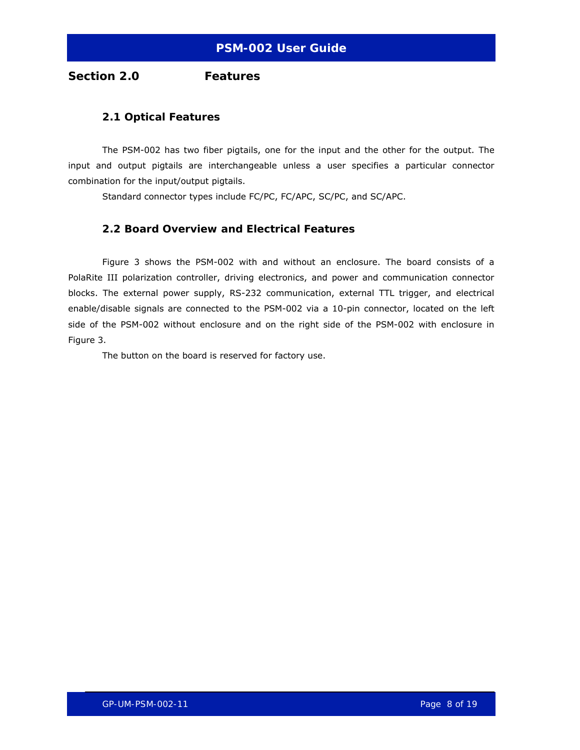# Section 2.0 Features

## 2.1 Optical Features

The PSM-002 has two fiber pigtails, one for the input and the other for the output. The input and output pigtails are interchangeable unless a user specifies a particular connector combination for the input/output pigtails.

Standard connector types include FC/PC, FC/APC, SC/PC, and SC/APC.

## 2.2 Board Overview and Electrical Features

Figure 3 shows the PSM-002 with and without an enclosure. The board consists of a PolaRite III polarization controller, driving electronics, and power and communication connector blocks. The external power supply, RS-232 communication, external TTL trigger, and electrical enable/disable signals are connected to the PSM-002 via a 10-pin connector, located on the left side of the PSM-002 without enclosure and on the right side of the PSM-002 with enclosure in Figure 3.

The button on the board is reserved for factory use.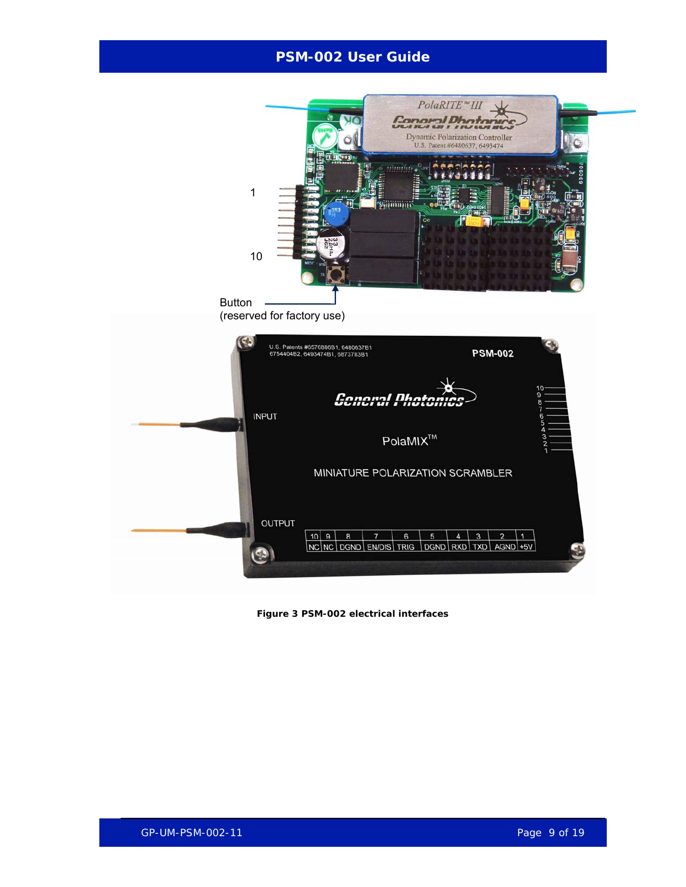1

10

Button
(reserved for factory use)

| 10 | 9 | 8 | 7 | 6 | 5 | 4 | 3 | 2 | 1 |
|---|---|---|---|---|---|---|---|---|---|
| NC | NC | DGND | EN/DIS | TRIG | DGND | RXD | TXD | AGND | +5V |

**Figure 3 PSM-002 electrical interfaces**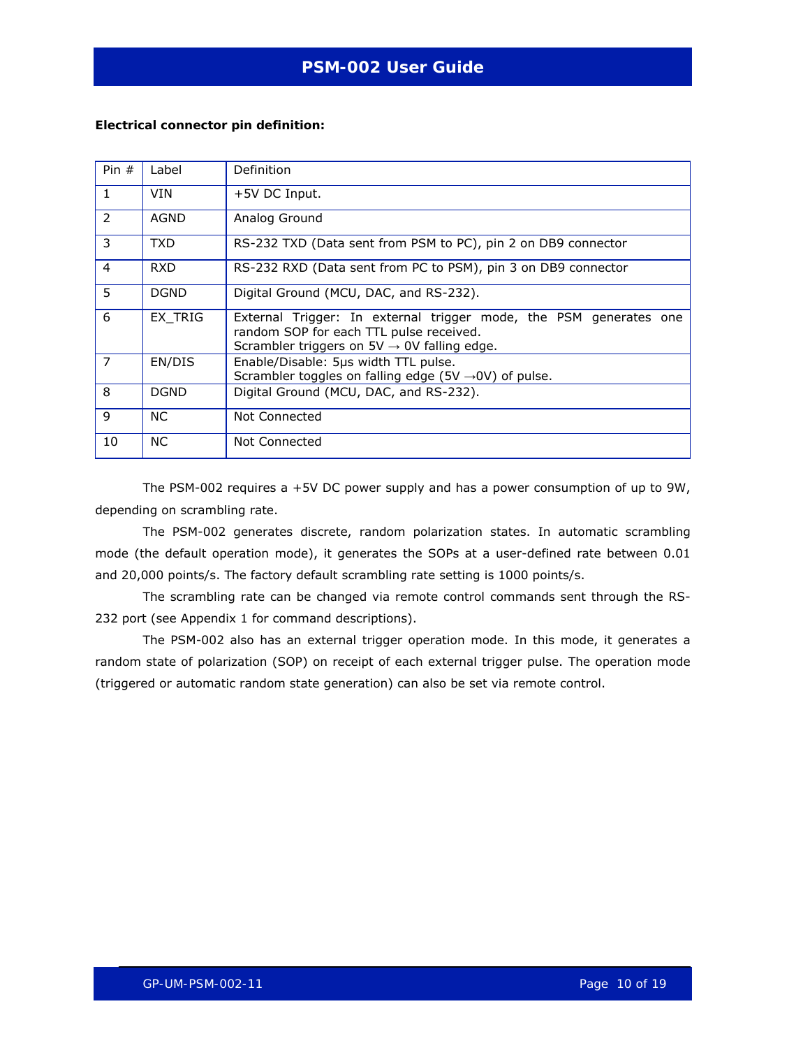**Electrical connector pin definition:**

| Pin # | Label | Definition |
|---|---|---|
| 1 | VIN | +5V DC Input. |
| 2 | AGND | Analog Ground |
| 3 | TXD | RS-232 TXD (Data sent from PSM to PC), pin 2 on DB9 connector |
| 4 | RXD | RS-232 RXD (Data sent from PC to PSM), pin 3 on DB9 connector |
| 5 | DGND | Digital Ground (MCU, DAC, and RS-232). |
| 6 | EX_TRIG | External Trigger: In external trigger mode, the PSM generates one random SOP for each TTL pulse received.<br>Scrambler triggers on 5V → 0V falling edge. |
| 7 | EN/DIS | Enable/Disable: 5μs width TTL pulse.<br>Scrambler toggles on falling edge (5V →0V) of pulse. |
| 8 | DGND | Digital Ground (MCU, DAC, and RS-232). |
| 9 | NC | Not Connected |
| 10 | NC | Not Connected |

The PSM-002 requires a +5V DC power supply and has a power consumption of up to 9W, depending on scrambling rate.

The PSM-002 generates discrete, random polarization states. In automatic scrambling mode (the default operation mode), it generates the SOPs at a user-defined rate between 0.01 and 20,000 points/s. The factory default scrambling rate setting is 1000 points/s.

The scrambling rate can be changed via remote control commands sent through the RS-232 port (see Appendix 1 for command descriptions).

The PSM-002 also has an external trigger operation mode. In this mode, it generates a random state of polarization (SOP) on receipt of each external trigger pulse. The operation mode (triggered or automatic random state generation) can also be set via remote control.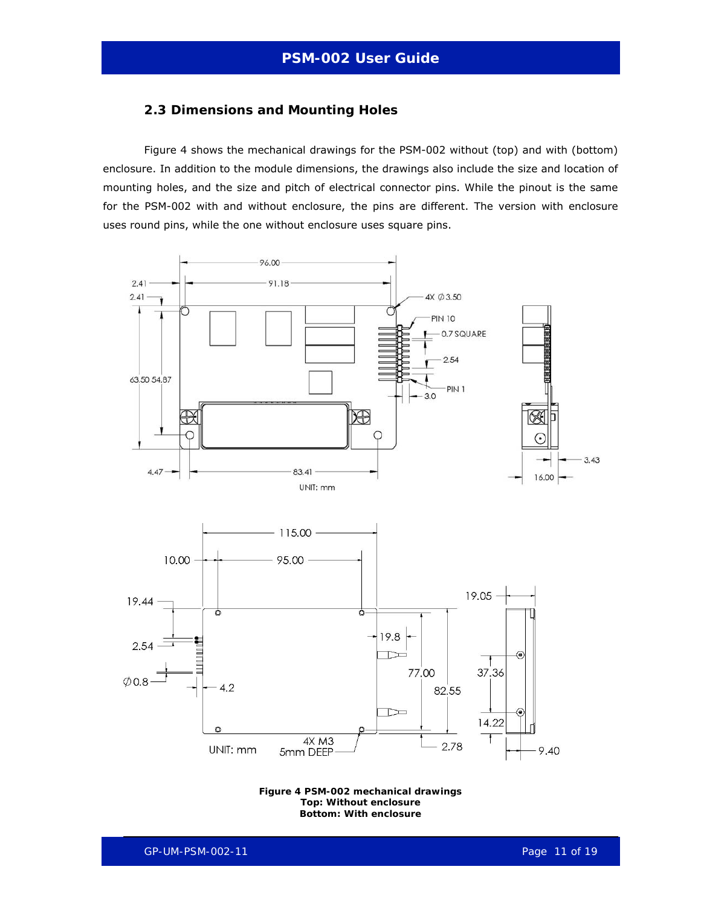## 2.3 Dimensions and Mounting Holes

Figure 4 shows the mechanical drawings for the PSM-002 without (top) and with (bottom) enclosure. In addition to the module dimensions, the drawings also include the size and location of mounting holes, and the size and pitch of electrical connector pins. While the pinout is the same for the PSM-002 with and without enclosure, the pins are different. The version with enclosure uses round pins, while the one without enclosure uses square pins.

**Figure 4 PSM-002 mechanical drawings**
**Top: Without enclosure**
**Bottom: With enclosure**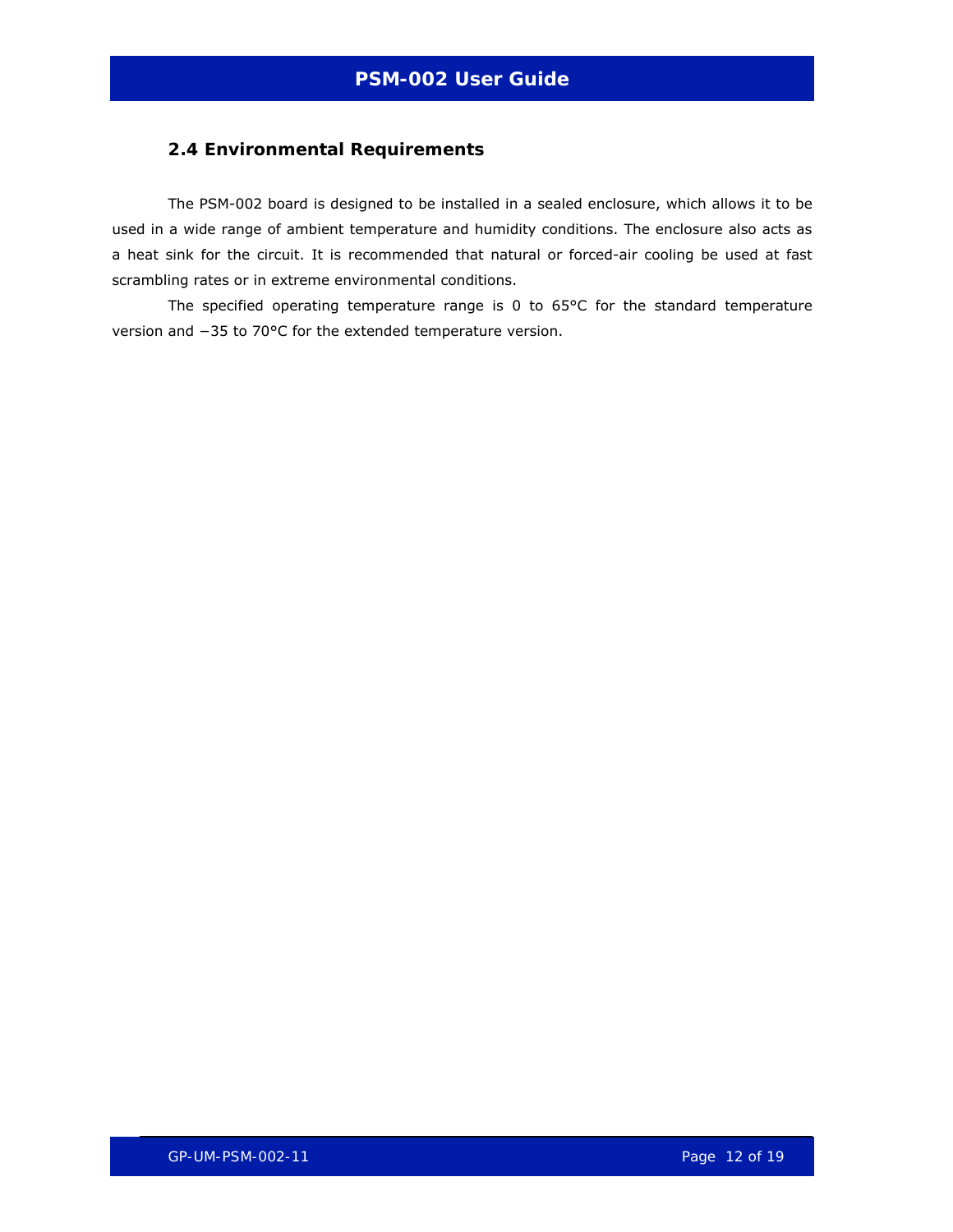## 2.4 Environmental Requirements

The PSM-002 board is designed to be installed in a sealed enclosure, which allows it to be used in a wide range of ambient temperature and humidity conditions. The enclosure also acts as a heat sink for the circuit. It is recommended that natural or forced-air cooling be used at fast scrambling rates or in extreme environmental conditions.

The specified operating temperature range is 0 to 65°C for the standard temperature version and −35 to 70°C for the extended temperature version.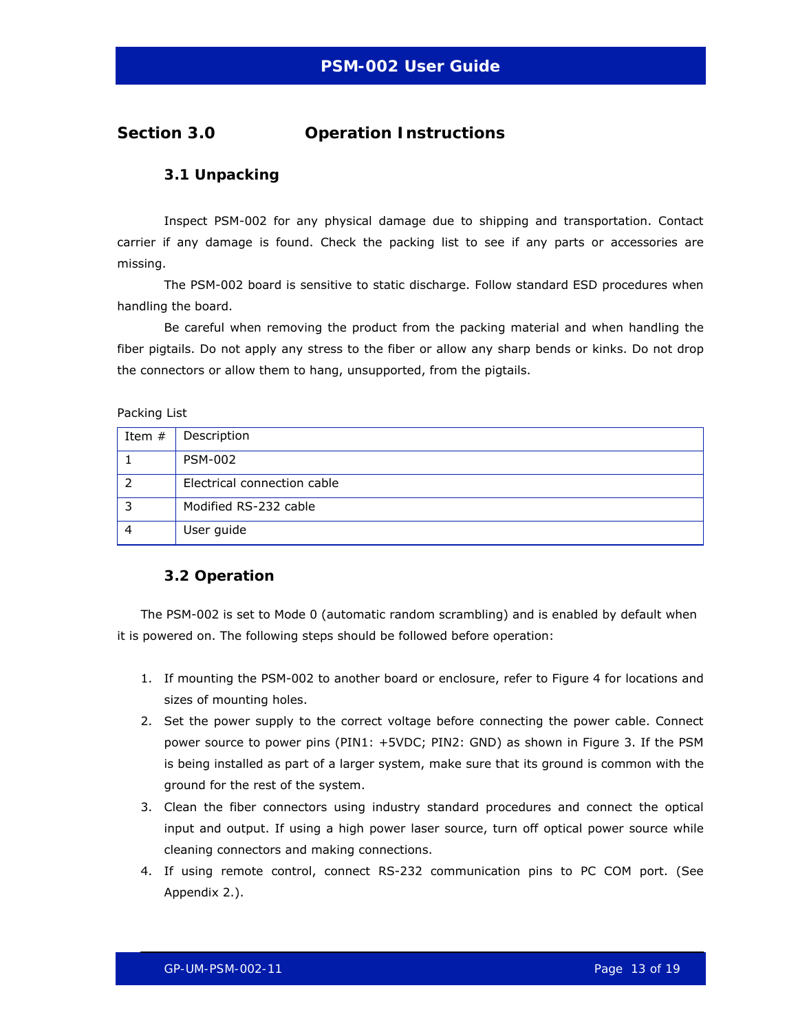# Section 3.0 Operation Instructions

## 3.1 Unpacking

Inspect PSM-002 for any physical damage due to shipping and transportation. Contact carrier if any damage is found. Check the packing list to see if any parts or accessories are missing.

The PSM-002 board is sensitive to static discharge. Follow standard ESD procedures when handling the board.

Be careful when removing the product from the packing material and when handling the fiber pigtails. Do not apply any stress to the fiber or allow any sharp bends or kinks. Do not drop the connectors or allow them to hang, unsupported, from the pigtails.

Packing List

| Item # | Description |
|---|---|
| 1 | PSM-002 |
| 2 | Electrical connection cable |
| 3 | Modified RS-232 cable |
| 4 | User guide |

## 3.2 Operation

The PSM-002 is set to Mode 0 (automatic random scrambling) and is enabled by default when it is powered on. The following steps should be followed before operation:

1. If mounting the PSM-002 to another board or enclosure, refer to Figure 4 for locations and sizes of mounting holes.
2. Set the power supply to the correct voltage before connecting the power cable. Connect power source to power pins (PIN1: +5VDC; PIN2: GND) as shown in Figure 3. If the PSM is being installed as part of a larger system, make sure that its ground is common with the ground for the rest of the system.
3. Clean the fiber connectors using industry standard procedures and connect the optical input and output. If using a high power laser source, turn off optical power source while cleaning connectors and making connections.
4. If using remote control, connect RS-232 communication pins to PC COM port. (See Appendix 2.).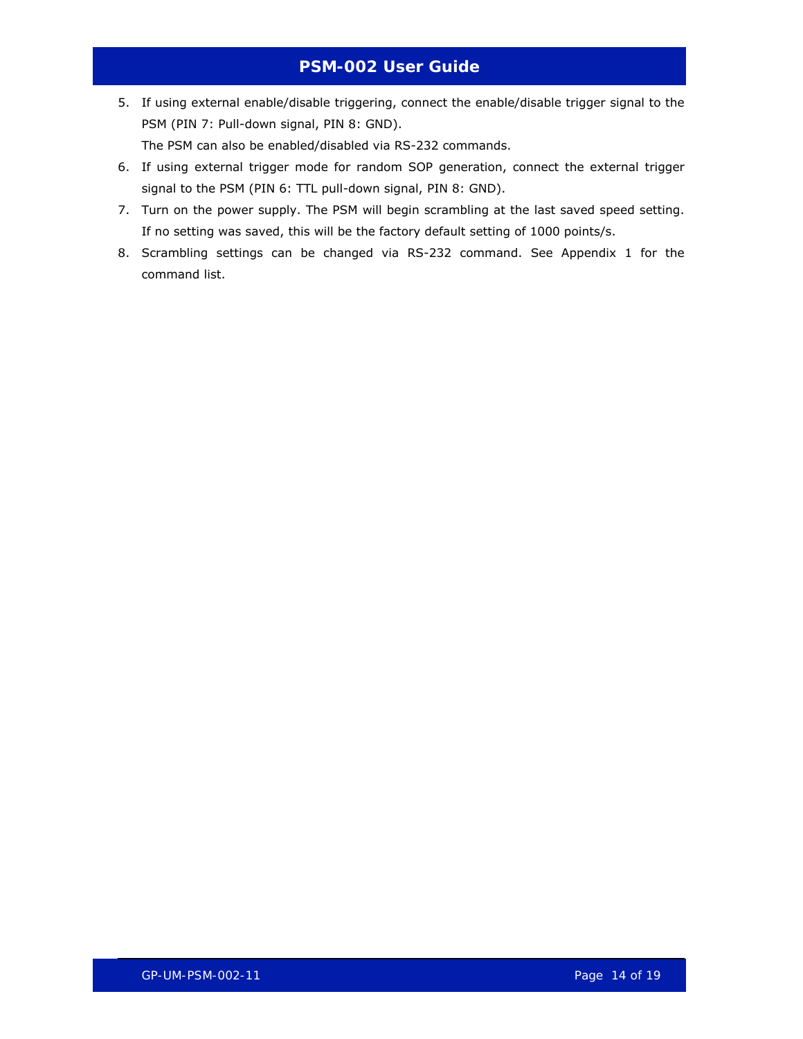5. If using external enable/disable triggering, connect the enable/disable trigger signal to the PSM (PIN 7: Pull-down signal, PIN 8: GND).
   The PSM can also be enabled/disabled via RS-232 commands.
6. If using external trigger mode for random SOP generation, connect the external trigger signal to the PSM (PIN 6: TTL pull-down signal, PIN 8: GND).
7. Turn on the power supply. The PSM will begin scrambling at the last saved speed setting. If no setting was saved, this will be the factory default setting of 1000 points/s.
8. Scrambling settings can be changed via RS-232 command. See Appendix 1 for the command list.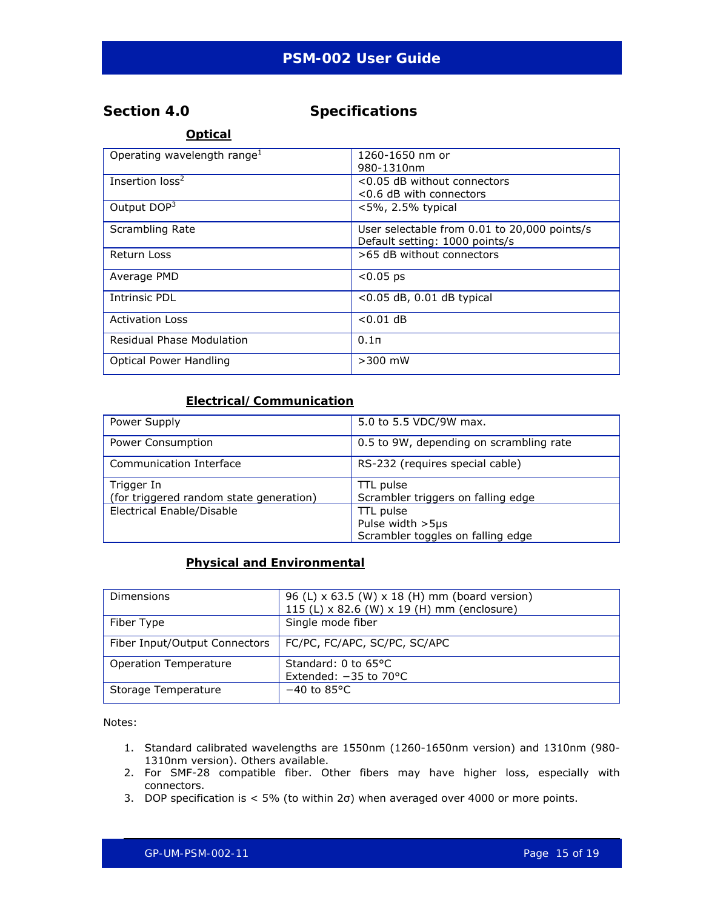# Section 4.0 Specifications

## Optical

| | |
|---|---|
| Operating wavelength range[1] | 1260-1650 nm or<br>980-1310nm |
| Insertion loss[2] | <0.05 dB without connectors<br><0.6 dB with connectors |
| Output DOP[3] | <5%, 2.5% typical |
| Scrambling Rate | User selectable from 0.01 to 20,000 points/s<br>Default setting: 1000 points/s |
| Return Loss | >65 dB without connectors |
| Average PMD | <0.05 ps |
| Intrinsic PDL | <0.05 dB, 0.01 dB typical |
| Activation Loss | <0.01 dB |
| Residual Phase Modulation | 0.1π |
| Optical Power Handling | >300 mW |

## Electrical/Communication

| | |
|---|---|
| Power Supply | 5.0 to 5.5 VDC/9W max. |
| Power Consumption | 0.5 to 9W, depending on scrambling rate |
| Communication Interface | RS-232 (requires special cable) |
| Trigger In<br>(for triggered random state generation) | TTL pulse<br>Scrambler triggers on falling edge |
| Electrical Enable/Disable | TTL pulse<br>Pulse width >5μs<br>Scrambler toggles on falling edge |

## Physical and Environmental

| | |
|---|---|
| Dimensions | 96 (L) x 63.5 (W) x 18 (H) mm (board version)<br>115 (L) x 82.6 (W) x 19 (H) mm (enclosure) |
| Fiber Type | Single mode fiber |
| Fiber Input/Output Connectors | FC/PC, FC/APC, SC/PC, SC/APC |
| Operation Temperature | Standard: 0 to 65°C<br>Extended: −35 to 70°C |
| Storage Temperature | −40 to 85°C |

Notes:

1. Standard calibrated wavelengths are 1550nm (1260-1650nm version) and 1310nm (980-1310nm version). Others available.
2. For SMF-28 compatible fiber. Other fibers may have higher loss, especially with connectors.
3. DOP specification is < 5% (to within 2σ) when averaged over 4000 or more points.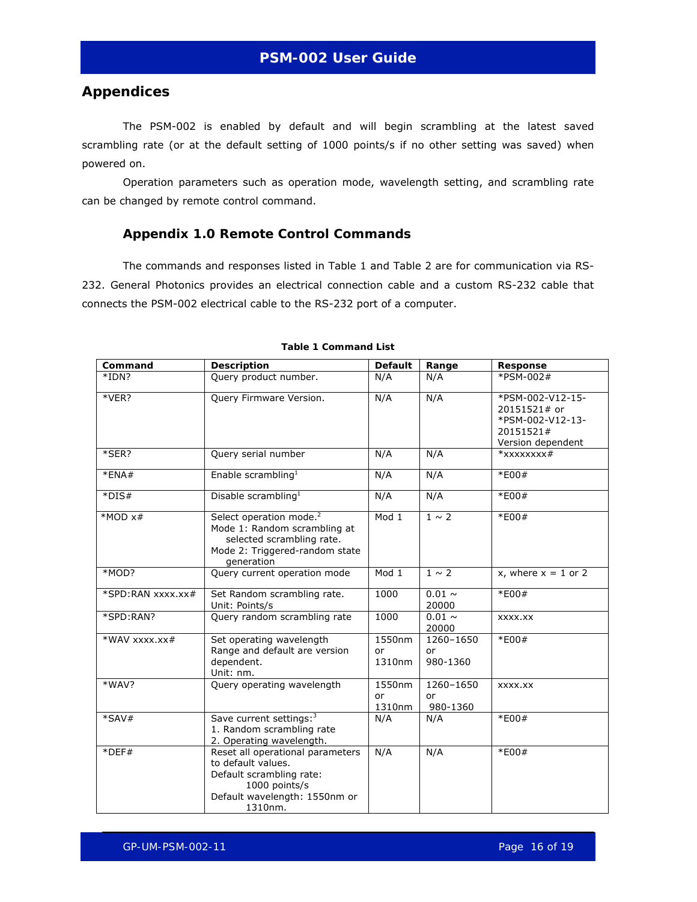# Appendices

The PSM-002 is enabled by default and will begin scrambling at the latest saved scrambling rate (or at the default setting of 1000 points/s if no other setting was saved) when powered on.

Operation parameters such as operation mode, wavelength setting, and scrambling rate can be changed by remote control command.

## Appendix 1.0 Remote Control Commands

The commands and responses listed in Table 1 and Table 2 are for communication via RS-232. General Photonics provides an electrical connection cable and a custom RS-232 cable that connects the PSM-002 electrical cable to the RS-232 port of a computer.

**Table 1 Command List**

| Command | Description | Default | Range | Response |
|---|---|---|---|---|
| *IDN? | Query product number. | N/A | N/A | *PSM-002# |
| *VER? | Query Firmware Version. | N/A | N/A | *PSM-002-V12-15-20151521# or *PSM-002-V12-13-20151521# Version dependent |
| *SER? | Query serial number | N/A | N/A | *xxxxxxxx# |
| *ENA# | Enable scrambling[1] | N/A | N/A | *E00# |
| *DIS# | Disable scrambling[1] | N/A | N/A | *E00# |
| *MOD x# | Select operation mode.[2] Mode 1: Random scrambling at selected scrambling rate. Mode 2: Triggered-random state generation | Mod 1 | 1 ~ 2 | *E00# |
| *MOD? | Query current operation mode | Mod 1 | 1 ~ 2 | x, where x = 1 or 2 |
| *SPD:RAN xxxx.xx# | Set Random scrambling rate. Unit: Points/s | 1000 | 0.01 ~ 20000 | *E00# |
| *SPD:RAN? | Query random scrambling rate | 1000 | 0.01 ~ 20000 | xxxx.xx |
| *WAV xxxx.xx# | Set operating wavelength Range and default are version dependent. Unit: nm. | 1550nm or 1310nm | 1260–1650 or 980-1360 | *E00# |
| *WAV? | Query operating wavelength | 1550nm or 1310nm | 1260–1650 or 980-1360 | xxxx.xx |
| *SAV# | Save current settings:[3] 1. Random scrambling rate 2. Operating wavelength. | N/A | N/A | *E00# |
| *DEF# | Reset all operational parameters to default values. Default scrambling rate: 1000 points/s Default wavelength: 1550nm or 1310nm. | N/A | N/A | *E00# |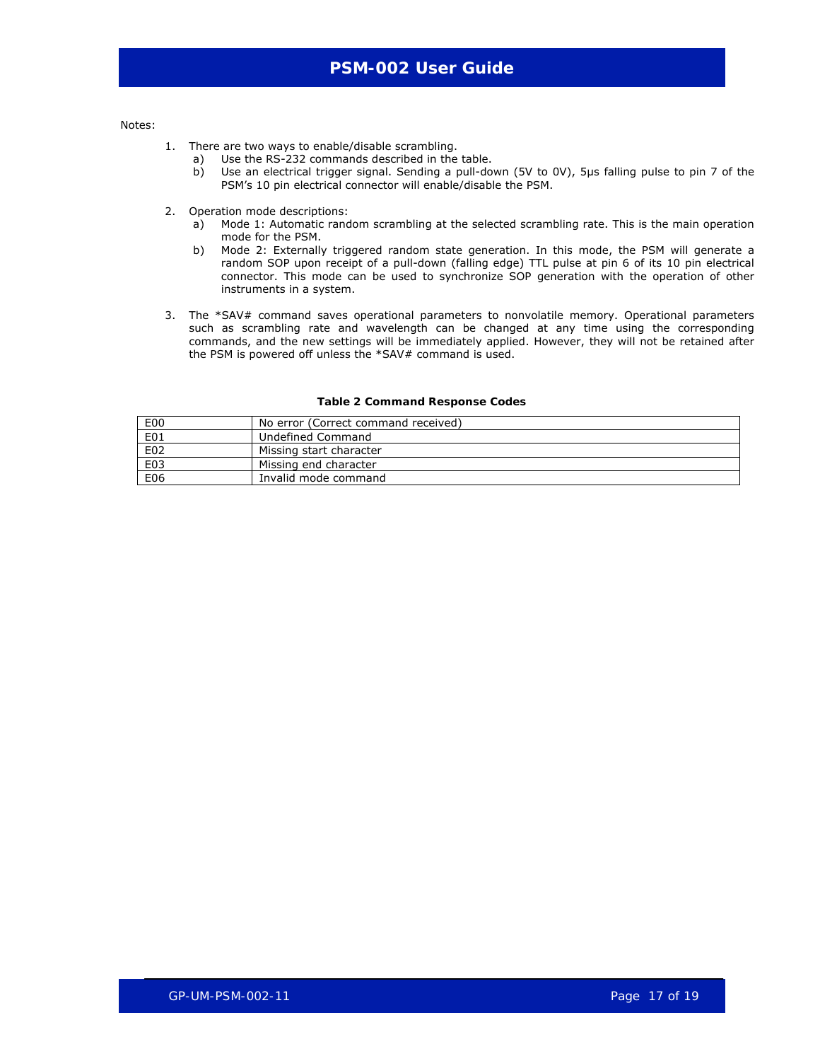Notes:

1. There are two ways to enable/disable scrambling.
   a) Use the RS-232 commands described in the table.
   b) Use an electrical trigger signal. Sending a pull-down (5V to 0V), 5μs falling pulse to pin 7 of the PSM's 10 pin electrical connector will enable/disable the PSM.

2. Operation mode descriptions:
   a) Mode 1: Automatic random scrambling at the selected scrambling rate. This is the main operation mode for the PSM.
   b) Mode 2: Externally triggered random state generation. In this mode, the PSM will generate a random SOP upon receipt of a pull-down (falling edge) TTL pulse at pin 6 of its 10 pin electrical connector. This mode can be used to synchronize SOP generation with the operation of other instruments in a system.

3. The *SAV# command saves operational parameters to nonvolatile memory. Operational parameters such as scrambling rate and wavelength can be changed at any time using the corresponding commands, and the new settings will be immediately applied. However, they will not be retained after the PSM is powered off unless the *SAV# command is used.

**Table 2 Command Response Codes**

| | |
|---|---|
| E00 | No error (Correct command received) |
| E01 | Undefined Command |
| E02 | Missing start character |
| E03 | Missing end character |
| E06 | Invalid mode command |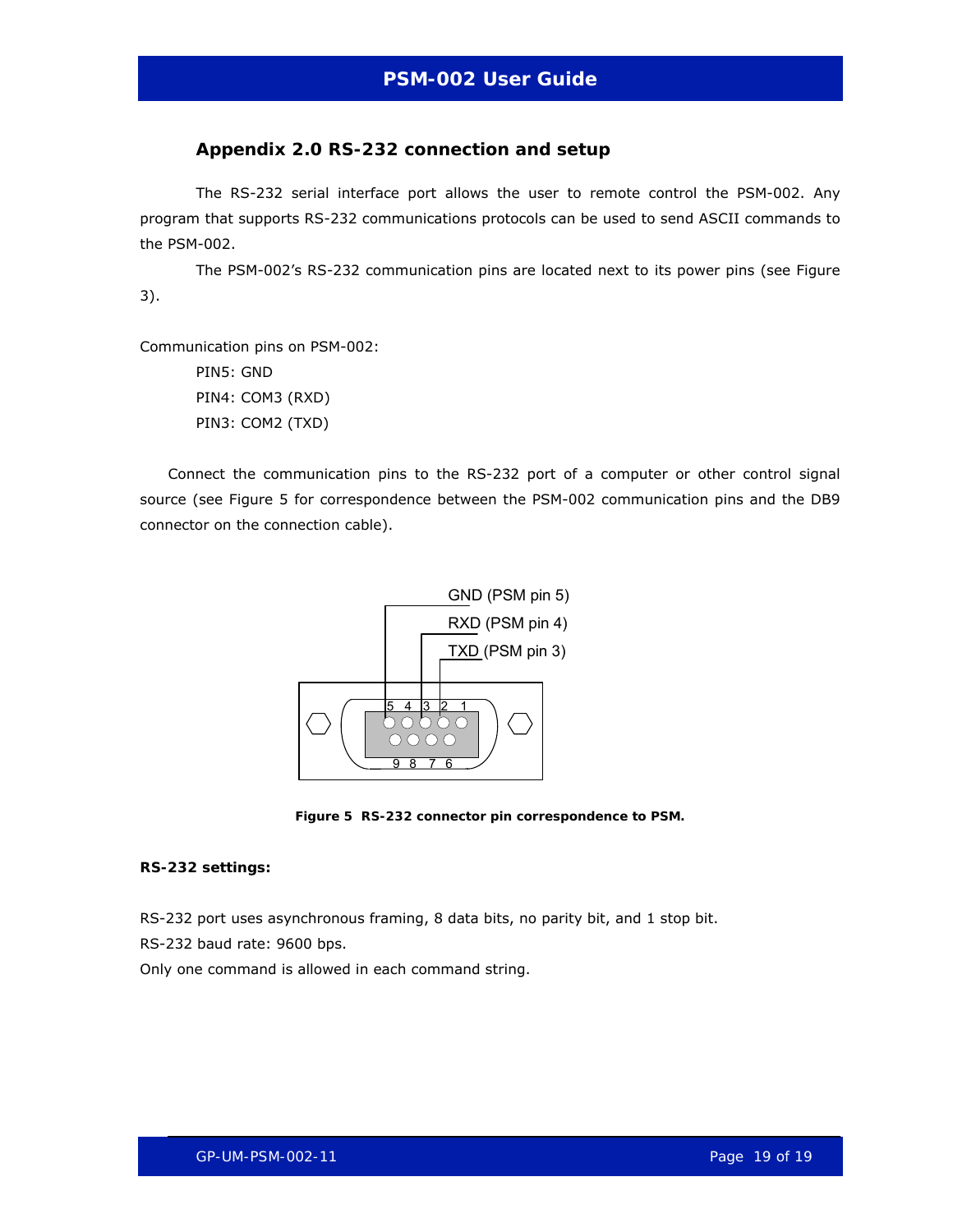## Appendix 2.0 RS-232 connection and setup

The RS-232 serial interface port allows the user to remote control the PSM-002. Any program that supports RS-232 communications protocols can be used to send ASCII commands to the PSM-002.

The PSM-002's RS-232 communication pins are located next to its power pins (see Figure 3).

Communication pins on PSM-002:

PIN5: GND

PIN4: COM3 (RXD)

PIN3: COM2 (TXD)

Connect the communication pins to the RS-232 port of a computer or other control signal source (see Figure 5 for correspondence between the PSM-002 communication pins and the DB9 connector on the connection cable).

GND (PSM pin 5)
RXD (PSM pin 4)
TXD (PSM pin 3)
5 4 3 2 1
9 8 7 6

**Figure 5 RS-232 connector pin correspondence to PSM.**

**RS-232 settings:**

RS-232 port uses asynchronous framing, 8 data bits, no parity bit, and 1 stop bit.

RS-232 baud rate: 9600 bps.

Only one command is allowed in each command string.